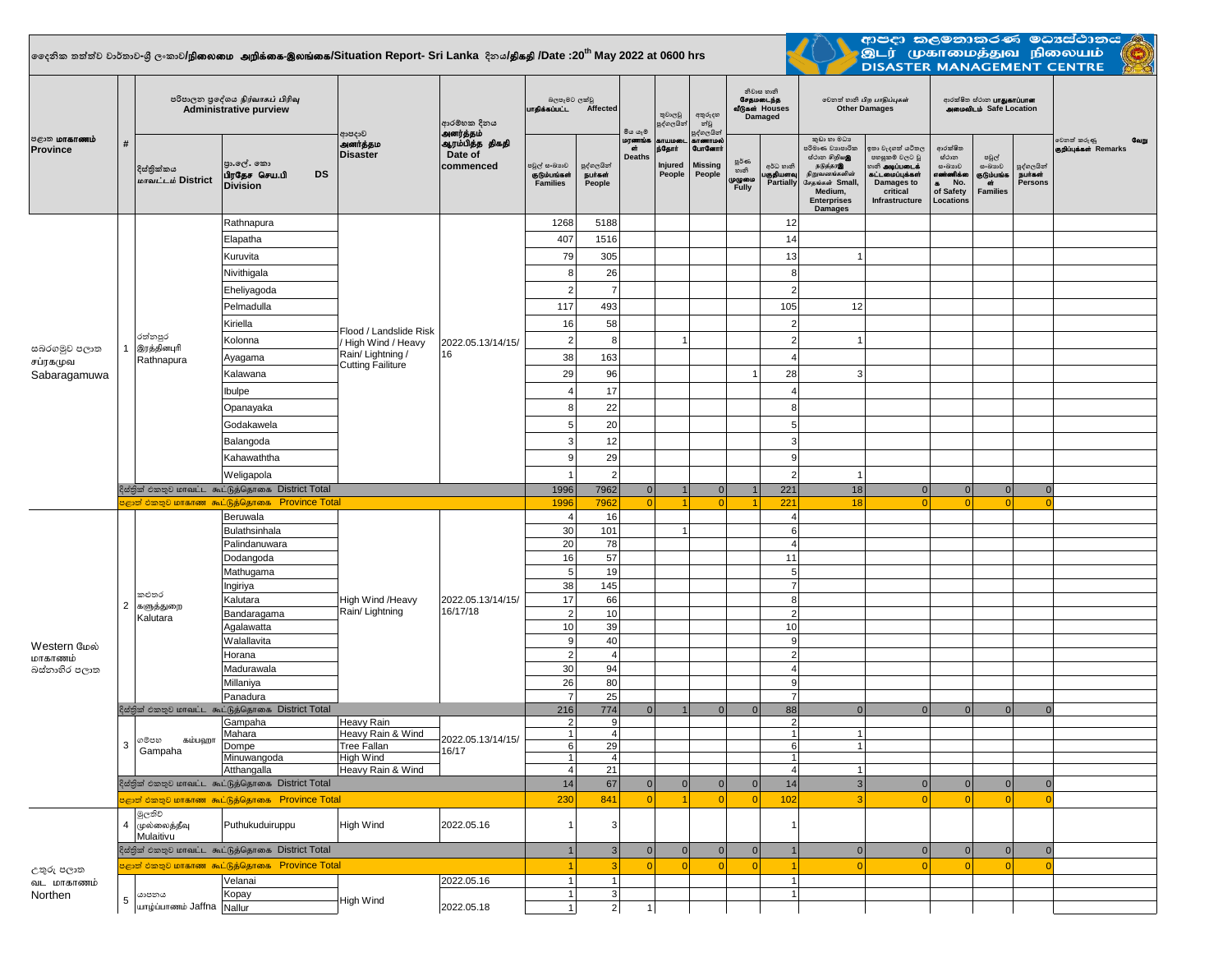දෛනික තත්ත්ව වාර්තාව-ශ්‍රී ලංකාව/நிலைமை அறிக்கை-இலங்கை/Situation Report- Sri Lanka දිනය/திகதி /Date :20th May 2022 at 0600 hrs

ආපදා කළමනාකරණ මධ්‍යස්ථානය / இடர் முகாமைத்துவ நிலையம் / DISASTER MANAGEMENT CENTRE

| පළාත මාකාණම் Province | # | දිස්ත්‍රික්කය மாவட்டம் District | ප්‍රා.ලේ. කො பிரதேச செய.பி DS Division | ආපදාව அனர்த்தம Disaster | ආරම්භක දිනය அனர்த்தம் ஆரம்பித்த திகதி Date of commenced | බලපෑමට ලක්වූ பாதிக்கப்பட்ட Affected - පවුල් සංඛ්‍යාව குடும்பங்கள் Families | බලපෑමට ලක්වූ பாதிக்கப்பட்ட Affected - පුද්ගලයින් நபர்கள் People | මිය යෑම් மரணங்கள் Deaths | තුවාලවූ පුද්ගලයින් காயமடைந்தோர் Injured People | අතුරුදහන් වූ පුද්ගලයින් காணாமல் போனோர் Missing People | නිවාස හානි சேதமடைந்த வீடுகள் Houses Damaged - පූර්ණ හානි முழுமை Fully | නිවාස හානි Houses Damaged - අර්ධ හානි பகுதியளவு Partially | වෙනත් හානි பிற பாதிப்புகள் Other Damages - කුඩා හා මධ්‍ය පරිමාණ ව්‍යාපාරික ස්ථාන Small, Medium, Enterprises Damages | වෙනත් හානි Other Damages - Damages to critical Infrastructure | ආරක්ෂිත ස්ථාන பாதுகாப்பான அமைவிடம் Safe Location - No. of Safety Locations | Safe Location - පවුල් සංඛ්‍යාව குடும்பங்கள் Families | Safe Location - පුද්ගලයින් நபர்கள் Persons | වෙනත් කරුණු வேறு குறிப்புக்கள் Remarks |
|---|---|---|---|---|---|---|---|---|---|---|---|---|---|---|---|---|---|---|
| සබරගමුව පළාත சப்ரகமுவ Sabaragamuwa | 1 | රත්නපුර இரத்தினபுரி Rathnapura | Rathnapura | Flood / Landslide Risk / High Wind / Heavy Rain/ Lightning / Cutting Failiture | 2022.05.13/14/15/16 | 1268 | 5188 | | | | | 12 | | | | | | |
| | | | Elapatha | | | 407 | 1516 | | | | | 14 | | | | | | |
| | | | Kuruvita | | | 79 | 305 | | | | | 13 | 1 | | | | | |
| | | | Nivithigala | | | 8 | 26 | | | | | 8 | | | | | | |
| | | | Eheliyagoda | | | 2 | 7 | | | | | 2 | | | | | | |
| | | | Pelmadulla | | | 117 | 493 | | | | | 105 | 12 | | | | | |
| | | | Kiriella | | | 16 | 58 | | | | | 2 | | | | | | |
| | | | Kolonna | | | 2 | 8 | | 1 | | | 2 | 1 | | | | | |
| | | | Ayagama | | | 38 | 163 | | | | | 4 | | | | | | |
| | | | Kalawana | | | 29 | 96 | | | | 1 | 28 | 3 | | | | | |
| | | | Ibulpe | | | 4 | 17 | | | | | 4 | | | | | | |
| | | | Opanayaka | | | 8 | 22 | | | | | 8 | | | | | | |
| | | | Godakawela | | | 5 | 20 | | | | | 5 | | | | | | |
| | | | Balangoda | | | 3 | 12 | | | | | 3 | | | | | | |
| | | | Kahawaththa | | | 9 | 29 | | | | | 9 | | | | | | |
| | | | Weligapola | | | 1 | 2 | | | | | 2 | 1 | | | | | |
| | | දිස්ත්‍රික් එකතුව மாவட்ட கூட்டுத்தொகை District Total | | | | 1996 | 7962 | 0 | 1 | 0 | 1 | 221 | 18 | 0 | 0 | 0 | 0 | |
| | | පළාත් එකතුව மாகாண கூட்டுத்தொகை Province Total | | | | 1996 | 7962 | 0 | 1 | 0 | 1 | 221 | 18 | 0 | 0 | 0 | 0 | |
| Western மேல் மாகாணம் බස්නාහිර පළාත | 2 | කළුතර களுத்துறை Kalutara | Beruwala | High Wind /Heavy Rain/ Lightning | 2022.05.13/14/15/16/17/18 | 4 | 16 | | | | | 4 | | | | | | |
| | | | Bulathsinhala | | | 30 | 101 | | 1 | | | 6 | | | | | | |
| | | | Palindanuwara | | | 20 | 78 | | | | | 4 | | | | | | |
| | | | Dodangoda | | | 16 | 57 | | | | | 11 | | | | | | |
| | | | Mathugama | | | 5 | 19 | | | | | 5 | | | | | | |
| | | | Ingiriya | | | 38 | 145 | | | | | 7 | | | | | | |
| | | | Kalutara | | | 17 | 66 | | | | | 8 | | | | | | |
| | | | Bandaragama | | | 2 | 10 | | | | | 2 | | | | | | |
| | | | Agalawatta | | | 10 | 39 | | | | | 10 | | | | | | |
| | | | Walallavita | | | 9 | 40 | | | | | 9 | | | | | | |
| | | | Horana | | | 2 | 4 | | | | | 2 | | | | | | |
| | | | Madurawala | | | 30 | 94 | | | | | 4 | | | | | | |
| | | | Millaniya | | | 26 | 80 | | | | | 9 | | | | | | |
| | | | Panadura | | | 7 | 25 | | | | | 7 | | | | | | |
| | | දිස්ත්‍රික් එකතුව மாவட்ட கூட்டுத்தொகை District Total | | | | 216 | 774 | 0 | 1 | 0 | 0 | 88 | 0 | 0 | 0 | 0 | 0 | |
| | 3 | ගම්පහ கம்பஹா Gampaha | Gampaha | Heavy Rain | 2022.05.13/14/15/16/17 | 2 | 9 | | | | | 2 | | | | | | |
| | | | Mahara | Heavy Rain & Wind | | 1 | 4 | | | | | 1 | 1 | | | | | |
| | | | Dompe | Tree Fallan | | 6 | 29 | | | | | 6 | 1 | | | | | |
| | | | Minuwangoda | High Wind | | 1 | 4 | | | | | 1 | | | | | | |
| | | | Atthangalla | Heavy Rain & Wind | | 4 | 21 | | | | | 4 | 1 | | | | | |
| | | දිස්ත්‍රික් එකතුව மாவட்ட கூட்டுத்தொகை District Total | | | | 14 | 67 | 0 | 0 | 0 | 0 | 14 | 3 | 0 | 0 | 0 | 0 | |
| | | පළාත් එකතුව மாகாண கூட்டுத்தொகை Province Total | | | | 230 | 841 | 0 | 1 | 0 | 0 | 102 | 3 | 0 | 0 | 0 | 0 | |
| උතුරු පළාත வட மாகாணம் Northen | 4 | මුලතිව් முல்லைத்தீவு Mulaitivu | Puthukuduiruppu | High Wind | 2022.05.16 | 1 | 3 | | | | | 1 | | | | | | |
| | | දිස්ත්‍රික් එකතුව மாவட்ட கூட்டுத்தொகை District Total | | | | 1 | 3 | 0 | 0 | 0 | 0 | 1 | 0 | 0 | 0 | 0 | 0 | |
| | | පළාත් එකතුව மாகாண கூட்டுத்தொகை Province Total | | | | 1 | 3 | 0 | 0 | 0 | 0 | 1 | 0 | 0 | 0 | 0 | 0 | |
| | 5 | යාපනය யாழ்ப்பாணம் Jaffna | Velanai | High Wind | 2022.05.16 | 1 | 1 | | | | | 1 | | | | | | |
| | | | Kopay | | | 1 | 3 | | | | | 1 | | | | | | |
| | | | Nallur | | 2022.05.18 | 1 | 2 | 1 | | | | | | | | | | |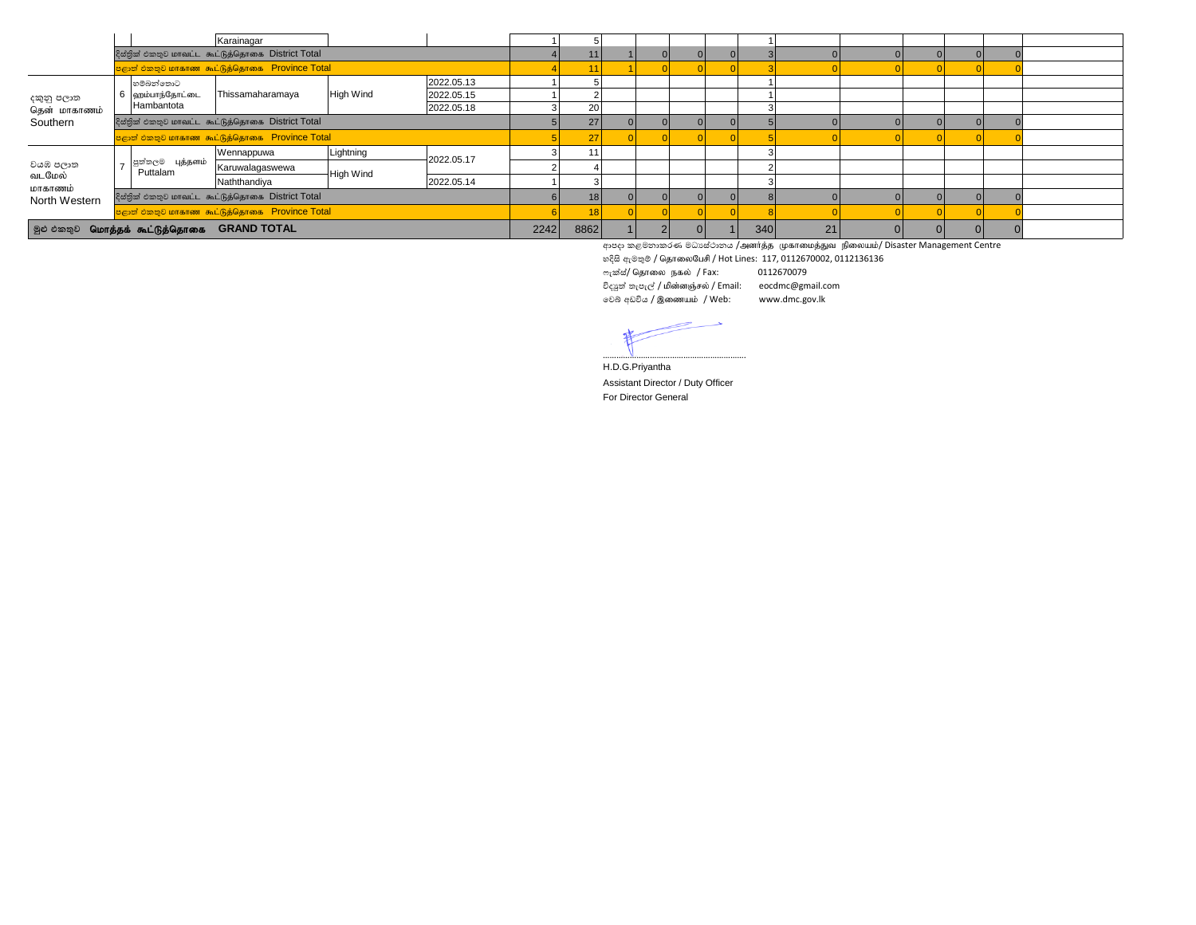| | | | | | | | | | | | | | | | | | | | |
|---|---|---|---|---|---|---|---|---|---|---|---|---|---|---|---|---|---|---|---|
| | | | Karainagar | | | 1 | 5 | | | | | 1 | | | | | | |
| | දිස්ත්‍රික් එකතුව மாவட்ட கூட்டுத்தொகை District Total | | | | | 4 | 11 | 1 | 0 | 0 | 0 | 3 | 0 | 0 | 0 | 0 | 0 | |
| | පළාත් එකතුව மாகாண கூட்டுத்தொகை Province Total | | | | | 4 | 11 | 1 | 0 | 0 | 0 | 3 | 0 | 0 | 0 | 0 | 0 | |
| දකුණු පලාත தென் மாகாணம் Southern | 6 | හම්බන්තොට ஹம்பாந்தோட்டை Hambantota | Thissamaharamaya | High Wind | 2022.05.13 | 1 | 5 | | | | | 1 | | | | | | |
| | | | | | 2022.05.15 | 1 | 2 | | | | | 1 | | | | | | |
| | | | | | 2022.05.18 | 3 | 20 | | | | | 3 | | | | | | |
| | දිස්ත්‍රික් එකතුව மாவட்ட கூட்டுத்தொகை District Total | | | | | 5 | 27 | 0 | 0 | 0 | 0 | 5 | 0 | 0 | 0 | 0 | 0 | |
| | පළාත් එකතුව மாகாண கூட்டுத்தொகை Province Total | | | | | 5 | 27 | 0 | 0 | 0 | 0 | 5 | 0 | 0 | 0 | 0 | 0 | |
| වයඹ පලාත வடமேல் மாகாணம் North Western | 7 | පුත්තලම புத்தளம் Puttalam | Wennappuwa | Lightning | 2022.05.17 | 3 | 11 | | | | | 3 | | | | | | |
| | | | Karuwalagaswewa | High Wind | | 2 | 4 | | | | | 2 | | | | | | |
| | | | Naththandiya | | 2022.05.14 | 1 | 3 | | | | | 3 | | | | | | |
| | දිස්ත්‍රික් එකතුව மாவட்ட கூட்டுத்தொகை District Total | | | | | 6 | 18 | 0 | 0 | 0 | 0 | 8 | 0 | 0 | 0 | 0 | 0 | |
| | පළාත් එකතුව மாகாண கூட்டுத்தொகை Province Total | | | | | 6 | 18 | 0 | 0 | 0 | 0 | 8 | 0 | 0 | 0 | 0 | 0 | |
| **මුළු එකතුව மொத்தக் கூட்டுத்தொகை GRAND TOTAL** | | | | | | 2242 | 8862 | 1 | 2 | 0 | 1 | 340 | 21 | 0 | 0 | 0 | 0 | |

ආපදා කළමනාකරණ මධ්‍යස්ථානය /அனர்த்த முகாமைத்துவ நிலையம்/ Disaster Management Centre
හදිසි ඇමතුම් / தொலைபேசி / Hot Lines: 117, 0112670002, 0112136136
ෆැක්ස්/ தொலை நகல் / Fax: 0112670079
විද්‍යුත් තැපැල් / மின்னஞ்சல் / Email: eocdmc@gmail.com
වෙබ් අඩවිය / இணையம் / Web: www.dmc.gov.lk

.............................................................
H.D.G.Priyantha
Assistant Director / Duty Officer
For Director General